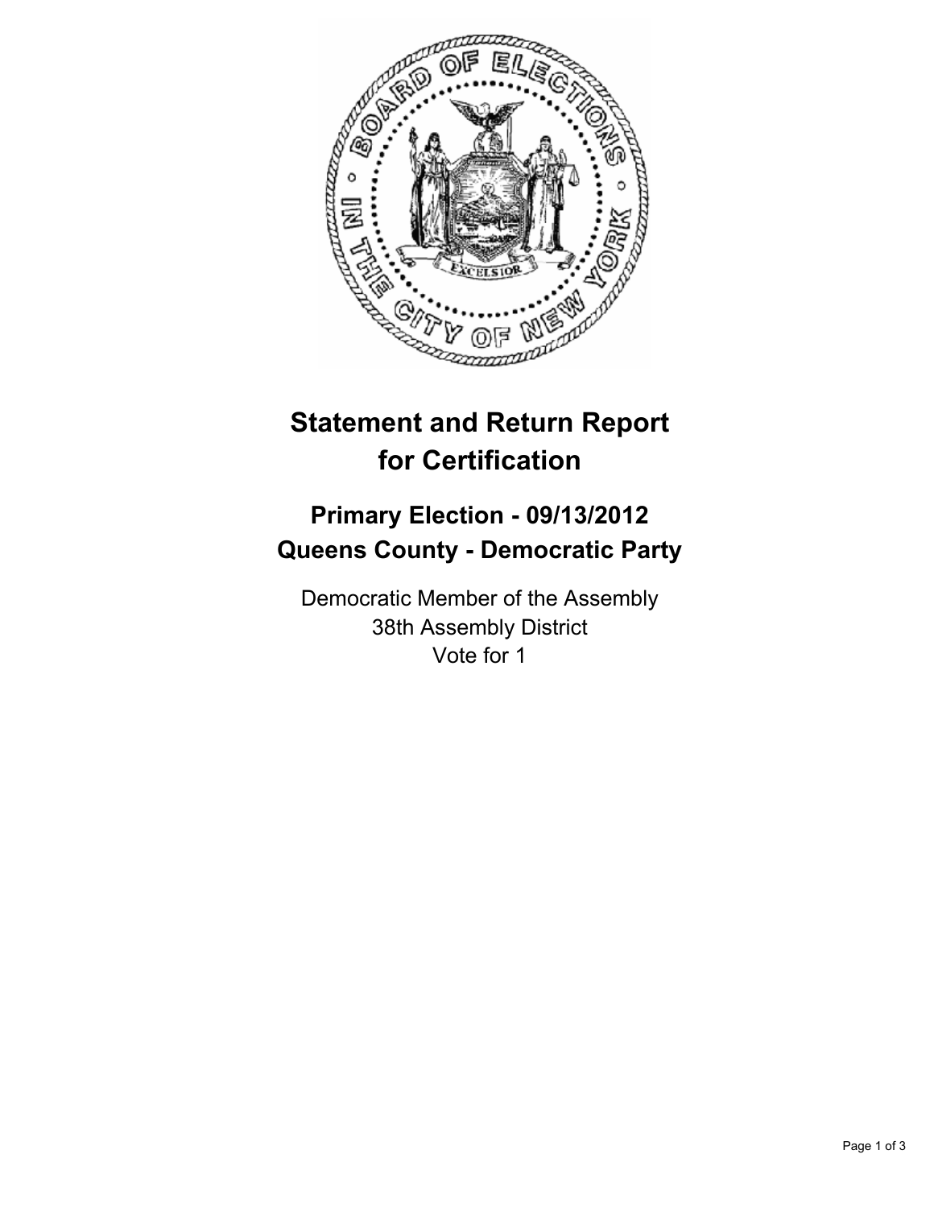# Statement and Return Report for Certification

## Primary Election - 09/13/2012
## Queens County - Democratic Party

Democratic Member of the Assembly
38th Assembly District
Vote for 1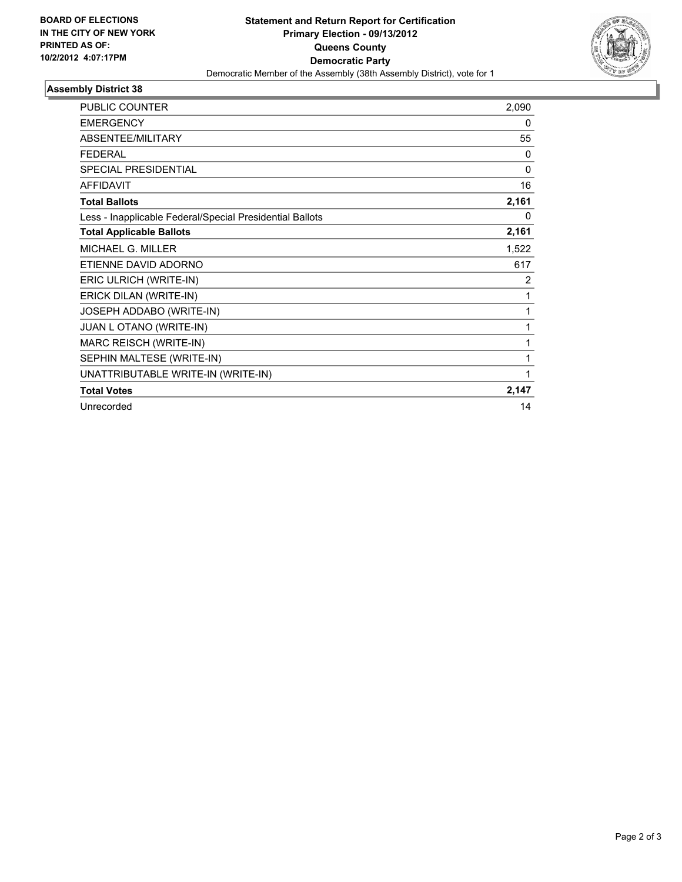**BOARD OF ELECTIONS**
**IN THE CITY OF NEW YORK**
**PRINTED AS OF:**
**10/2/2012 4:07:17PM**

# Statement and Return Report for Certification
## Primary Election - 09/13/2012
## Queens County
## Democratic Party

Democratic Member of the Assembly (38th Assembly District), vote for 1

### Assembly District 38

| | |
|---|---|
| PUBLIC COUNTER | 2,090 |
| EMERGENCY | 0 |
| ABSENTEE/MILITARY | 55 |
| FEDERAL | 0 |
| SPECIAL PRESIDENTIAL | 0 |
| AFFIDAVIT | 16 |
| **Total Ballots** | **2,161** |
| Less - Inapplicable Federal/Special Presidential Ballots | 0 |
| **Total Applicable Ballots** | **2,161** |
| MICHAEL G. MILLER | 1,522 |
| ETIENNE DAVID ADORNO | 617 |
| ERIC ULRICH (WRITE-IN) | 2 |
| ERICK DILAN (WRITE-IN) | 1 |
| JOSEPH ADDABO (WRITE-IN) | 1 |
| JUAN L OTANO (WRITE-IN) | 1 |
| MARC REISCH (WRITE-IN) | 1 |
| SEPHIN MALTESE (WRITE-IN) | 1 |
| UNATTRIBUTABLE WRITE-IN (WRITE-IN) | 1 |
| **Total Votes** | **2,147** |
| Unrecorded | 14 |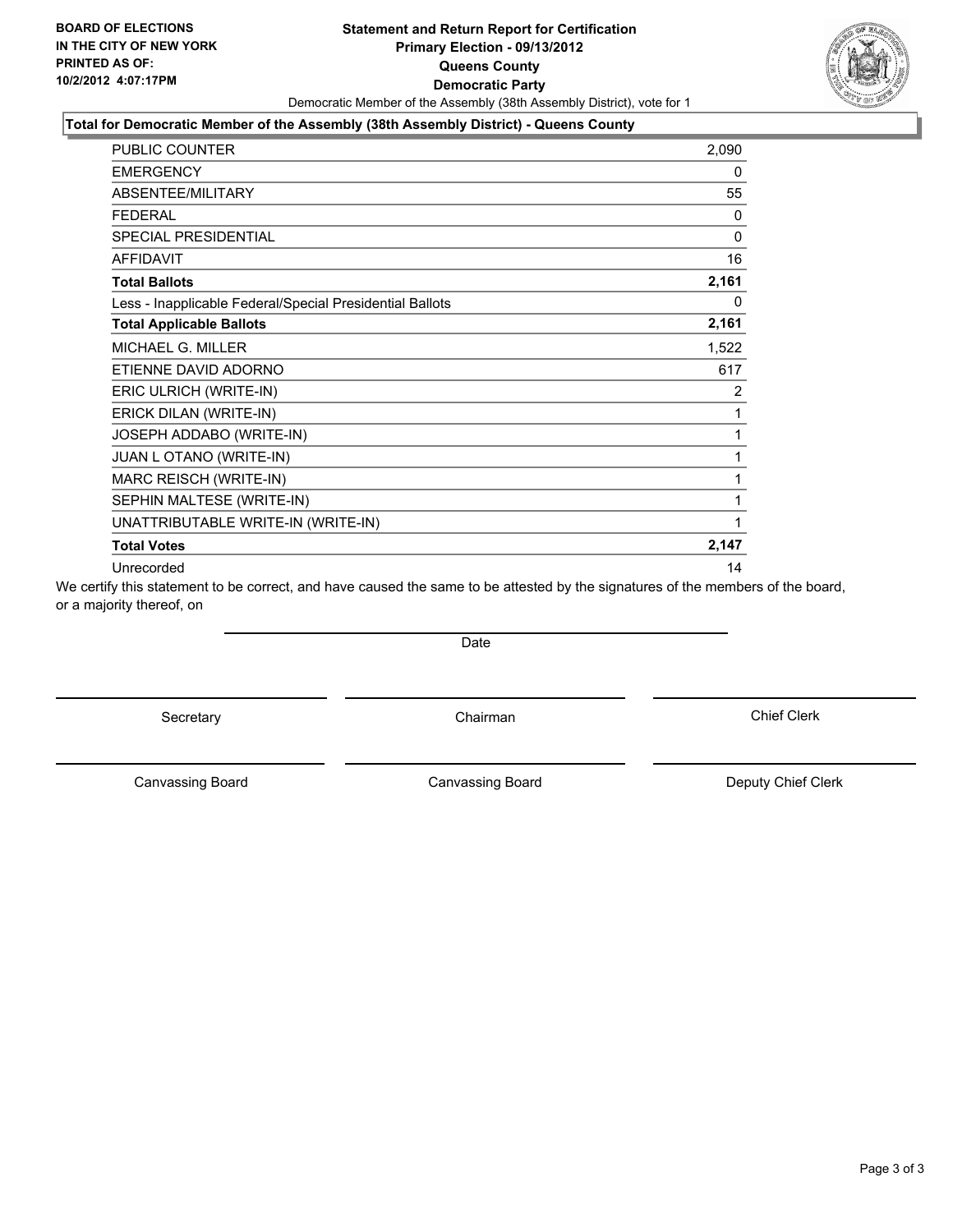**BOARD OF ELECTIONS IN THE CITY OF NEW YORK PRINTED AS OF: 10/2/2012 4:07:17PM**

**Statement and Return Report for Certification**
**Primary Election - 09/13/2012**
**Queens County**
**Democratic Party**

Democratic Member of the Assembly (38th Assembly District), vote for 1

**Total for Democratic Member of the Assembly (38th Assembly District) - Queens County**

| | |
|---|---|
| PUBLIC COUNTER | 2,090 |
| EMERGENCY | 0 |
| ABSENTEE/MILITARY | 55 |
| FEDERAL | 0 |
| SPECIAL PRESIDENTIAL | 0 |
| AFFIDAVIT | 16 |
| **Total Ballots** | **2,161** |
| Less - Inapplicable Federal/Special Presidential Ballots | 0 |
| **Total Applicable Ballots** | **2,161** |
| MICHAEL G. MILLER | 1,522 |
| ETIENNE DAVID ADORNO | 617 |
| ERIC ULRICH (WRITE-IN) | 2 |
| ERICK DILAN (WRITE-IN) | 1 |
| JOSEPH ADDABO (WRITE-IN) | 1 |
| JUAN L OTANO (WRITE-IN) | 1 |
| MARC REISCH (WRITE-IN) | 1 |
| SEPHIN MALTESE (WRITE-IN) | 1 |
| UNATTRIBUTABLE WRITE-IN (WRITE-IN) | 1 |
| **Total Votes** | **2,147** |
| Unrecorded | 14 |

We certify this statement to be correct, and have caused the same to be attested by the signatures of the members of the board, or a majority thereof, on

Date

Secretary    Chairman    Chief Clerk

Canvassing Board    Canvassing Board    Deputy Chief Clerk